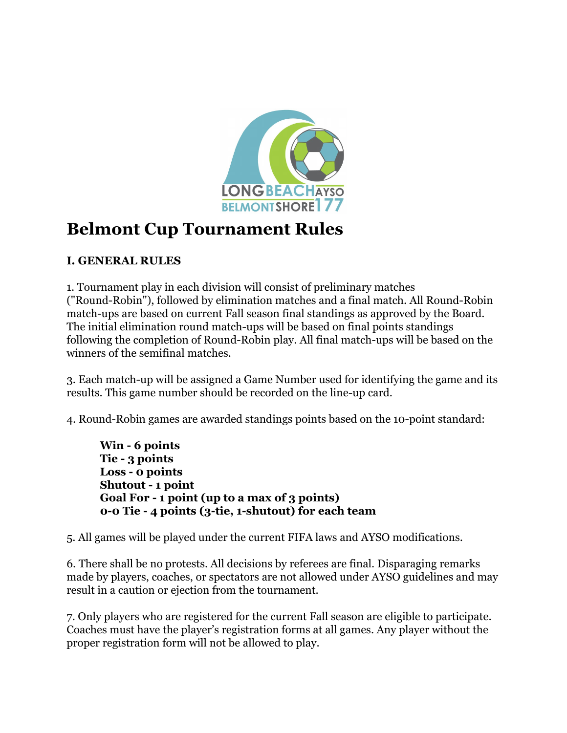# Belmont Cup Tournament Rules

**I. GENERAL RULES**

1. Tournament play in each division will consist of preliminary matches ("Round-Robin"), followed by elimination matches and a final match. All Round-Robin match-ups are based on current Fall season final standings as approved by the Board. The initial elimination round match-ups will be based on final points standings following the completion of Round-Robin play. All final match-ups will be based on the winners of the semifinal matches.

3. Each match-up will be assigned a Game Number used for identifying the game and its results. This game number should be recorded on the line-up card.

4. Round-Robin games are awarded standings points based on the 10-point standard:

> **Win - 6 points**
> **Tie - 3 points**
> **Loss - 0 points**
> **Shutout - 1 point**
> **Goal For - 1 point (up to a max of 3 points)**
> **0-0 Tie - 4 points (3-tie, 1-shutout) for each team**

5. All games will be played under the current FIFA laws and AYSO modifications.

6. There shall be no protests. All decisions by referees are final. Disparaging remarks made by players, coaches, or spectators are not allowed under AYSO guidelines and may result in a caution or ejection from the tournament.

7. Only players who are registered for the current Fall season are eligible to participate. Coaches must have the player's registration forms at all games. Any player without the proper registration form will not be allowed to play.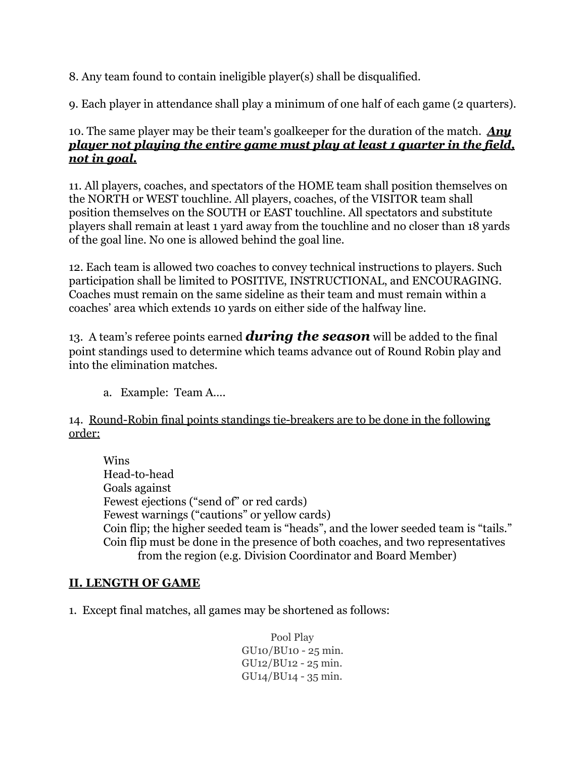8. Any team found to contain ineligible player(s) shall be disqualified.

9. Each player in attendance shall play a minimum of one half of each game (2 quarters).

10. The same player may be their team's goalkeeper for the duration of the match. ***<u>Any player not playing the entire game must play at least 1 quarter in the field, not in goal.</u>***

11. All players, coaches, and spectators of the HOME team shall position themselves on the NORTH or WEST touchline. All players, coaches, of the VISITOR team shall position themselves on the SOUTH or EAST touchline. All spectators and substitute players shall remain at least 1 yard away from the touchline and no closer than 18 yards of the goal line. No one is allowed behind the goal line.

12. Each team is allowed two coaches to convey technical instructions to players. Such participation shall be limited to POSITIVE, INSTRUCTIONAL, and ENCOURAGING. Coaches must remain on the same sideline as their team and must remain within a coaches' area which extends 10 yards on either side of the halfway line.

13. A team's referee points earned ***during the season*** will be added to the final point standings used to determine which teams advance out of Round Robin play and into the elimination matches.

   a. Example: Team A....

14. <u>Round-Robin final points standings tie-breakers are to be done in the following order:</u>

   Wins
   Head-to-head
   Goals against
   Fewest ejections ("send of" or red cards)
   Fewest warnings ("cautions" or yellow cards)
   Coin flip; the higher seeded team is "heads", and the lower seeded team is "tails."
   Coin flip must be done in the presence of both coaches, and two representatives from the region (e.g. Division Coordinator and Board Member)

## <u>II. LENGTH OF GAME</u>

1. Except final matches, all games may be shortened as follows:

Pool Play
GU10/BU10 - 25 min.
GU12/BU12 - 25 min.
GU14/BU14 - 35 min.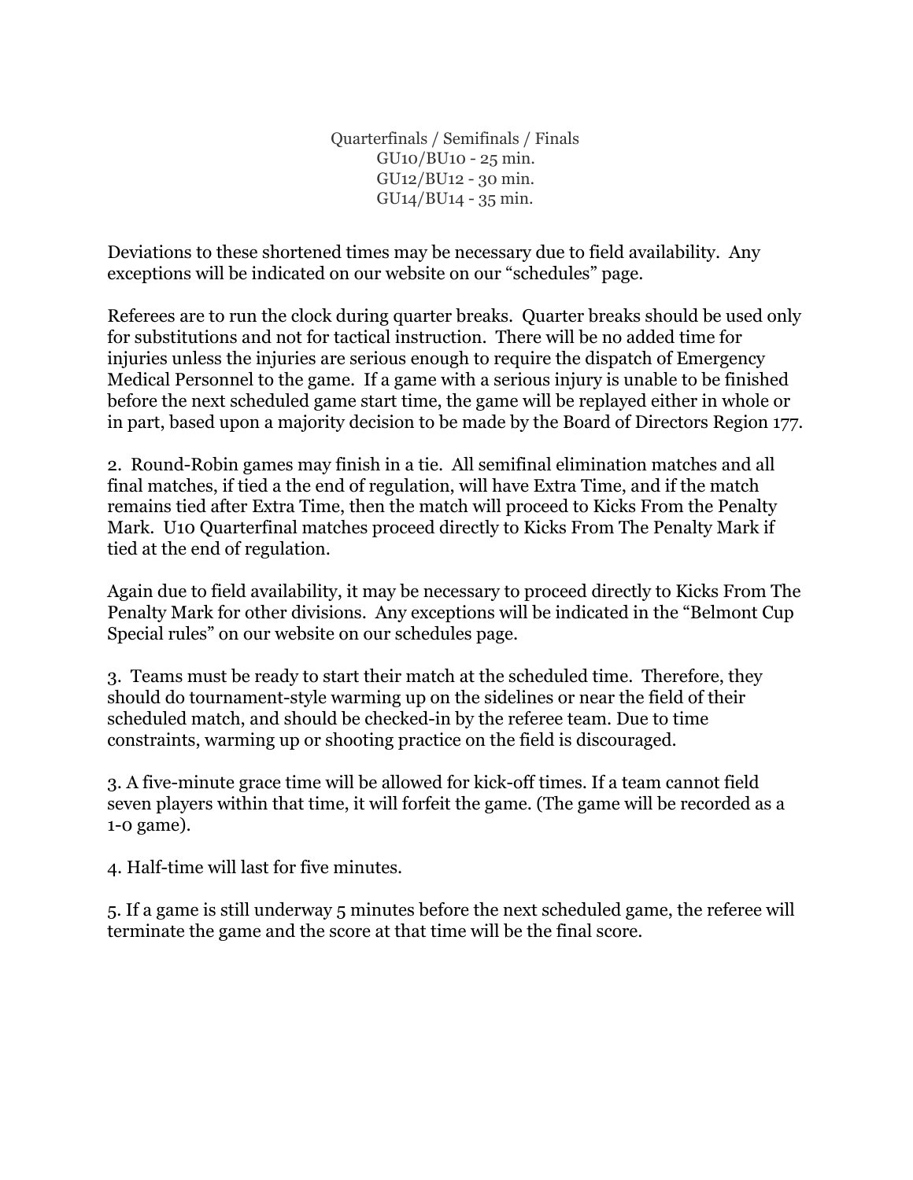Quarterfinals / Semifinals / Finals
GU10/BU10 - 25 min.
GU12/BU12 - 30 min.
GU14/BU14 - 35 min.

Deviations to these shortened times may be necessary due to field availability. Any exceptions will be indicated on our website on our "schedules" page.

Referees are to run the clock during quarter breaks. Quarter breaks should be used only for substitutions and not for tactical instruction. There will be no added time for injuries unless the injuries are serious enough to require the dispatch of Emergency Medical Personnel to the game. If a game with a serious injury is unable to be finished before the next scheduled game start time, the game will be replayed either in whole or in part, based upon a majority decision to be made by the Board of Directors Region 177.

2. Round-Robin games may finish in a tie. All semifinal elimination matches and all final matches, if tied a the end of regulation, will have Extra Time, and if the match remains tied after Extra Time, then the match will proceed to Kicks From the Penalty Mark. U10 Quarterfinal matches proceed directly to Kicks From The Penalty Mark if tied at the end of regulation.

Again due to field availability, it may be necessary to proceed directly to Kicks From The Penalty Mark for other divisions. Any exceptions will be indicated in the "Belmont Cup Special rules" on our website on our schedules page.

3. Teams must be ready to start their match at the scheduled time. Therefore, they should do tournament-style warming up on the sidelines or near the field of their scheduled match, and should be checked-in by the referee team. Due to time constraints, warming up or shooting practice on the field is discouraged.

3. A five-minute grace time will be allowed for kick-off times. If a team cannot field seven players within that time, it will forfeit the game. (The game will be recorded as a 1-0 game).

4. Half-time will last for five minutes.

5. If a game is still underway 5 minutes before the next scheduled game, the referee will terminate the game and the score at that time will be the final score.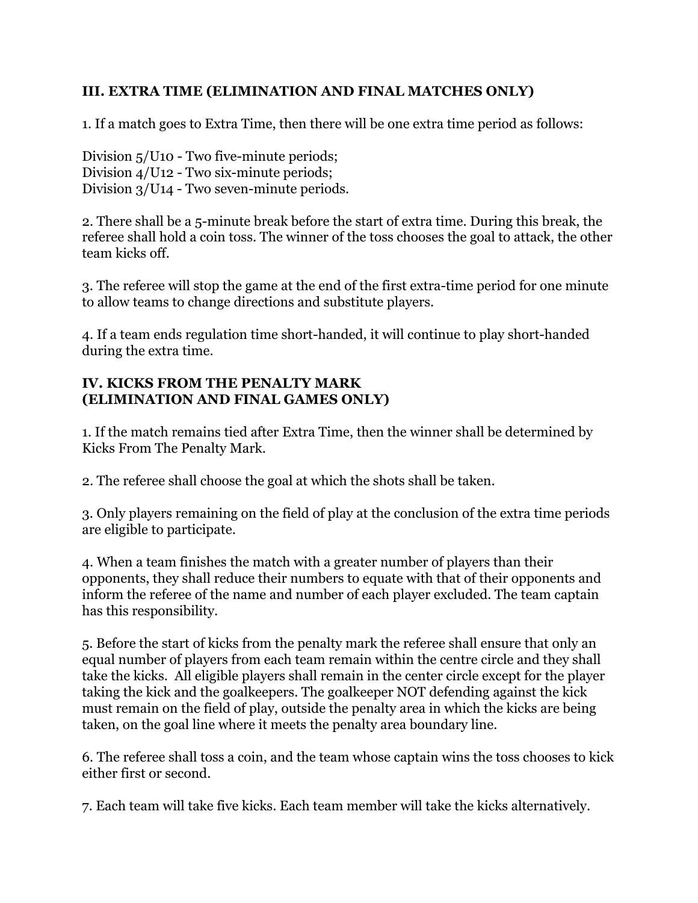## III. EXTRA TIME (ELIMINATION AND FINAL MATCHES ONLY)

1. If a match goes to Extra Time, then there will be one extra time period as follows:

Division 5/U10 - Two five-minute periods;
Division 4/U12 - Two six-minute periods;
Division 3/U14 - Two seven-minute periods.

2. There shall be a 5-minute break before the start of extra time. During this break, the referee shall hold a coin toss. The winner of the toss chooses the goal to attack, the other team kicks off.

3. The referee will stop the game at the end of the first extra-time period for one minute to allow teams to change directions and substitute players.

4. If a team ends regulation time short-handed, it will continue to play short-handed during the extra time.

## IV. KICKS FROM THE PENALTY MARK (ELIMINATION AND FINAL GAMES ONLY)

1. If the match remains tied after Extra Time, then the winner shall be determined by Kicks From The Penalty Mark.

2. The referee shall choose the goal at which the shots shall be taken.

3. Only players remaining on the field of play at the conclusion of the extra time periods are eligible to participate.

4. When a team finishes the match with a greater number of players than their opponents, they shall reduce their numbers to equate with that of their opponents and inform the referee of the name and number of each player excluded. The team captain has this responsibility.

5. Before the start of kicks from the penalty mark the referee shall ensure that only an equal number of players from each team remain within the centre circle and they shall take the kicks. All eligible players shall remain in the center circle except for the player taking the kick and the goalkeepers. The goalkeeper NOT defending against the kick must remain on the field of play, outside the penalty area in which the kicks are being taken, on the goal line where it meets the penalty area boundary line.

6. The referee shall toss a coin, and the team whose captain wins the toss chooses to kick either first or second.

7. Each team will take five kicks. Each team member will take the kicks alternatively.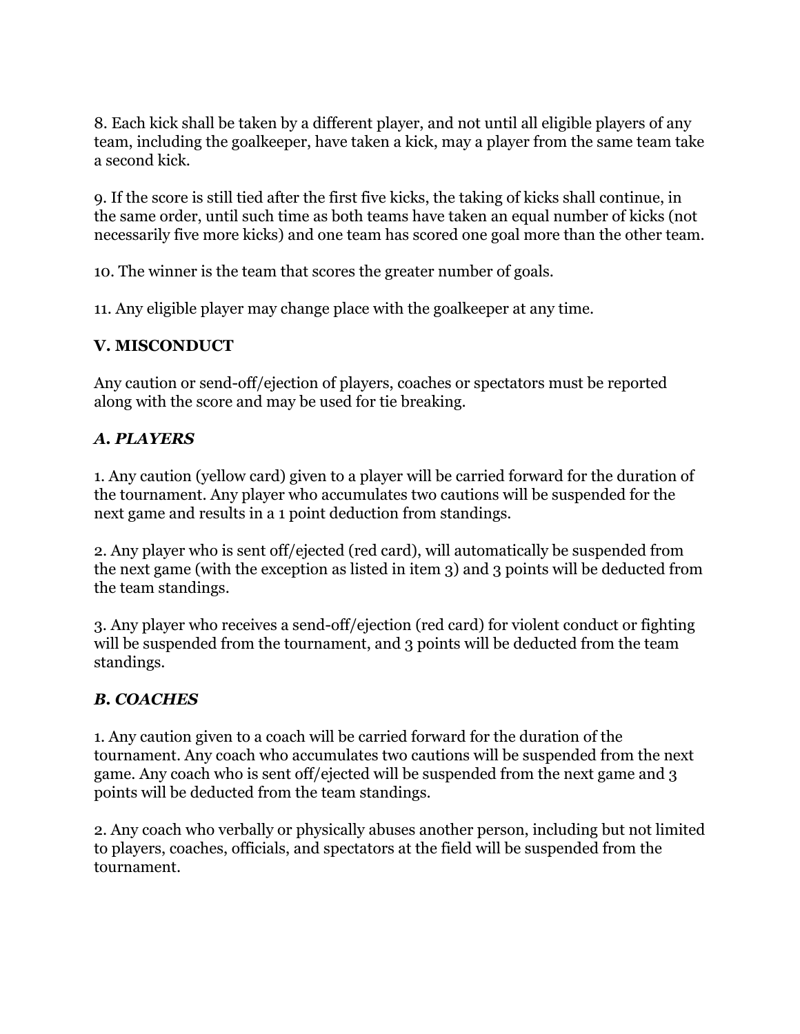8. Each kick shall be taken by a different player, and not until all eligible players of any team, including the goalkeeper, have taken a kick, may a player from the same team take a second kick.

9. If the score is still tied after the first five kicks, the taking of kicks shall continue, in the same order, until such time as both teams have taken an equal number of kicks (not necessarily five more kicks) and one team has scored one goal more than the other team.

10. The winner is the team that scores the greater number of goals.

11. Any eligible player may change place with the goalkeeper at any time.

## V. MISCONDUCT

Any caution or send-off/ejection of players, coaches or spectators must be reported along with the score and may be used for tie breaking.

### *A. PLAYERS*

1. Any caution (yellow card) given to a player will be carried forward for the duration of the tournament. Any player who accumulates two cautions will be suspended for the next game and results in a 1 point deduction from standings.

2. Any player who is sent off/ejected (red card), will automatically be suspended from the next game (with the exception as listed in item 3) and 3 points will be deducted from the team standings.

3. Any player who receives a send-off/ejection (red card) for violent conduct or fighting will be suspended from the tournament, and 3 points will be deducted from the team standings.

### *B. COACHES*

1. Any caution given to a coach will be carried forward for the duration of the tournament. Any coach who accumulates two cautions will be suspended from the next game. Any coach who is sent off/ejected will be suspended from the next game and 3 points will be deducted from the team standings.

2. Any coach who verbally or physically abuses another person, including but not limited to players, coaches, officials, and spectators at the field will be suspended from the tournament.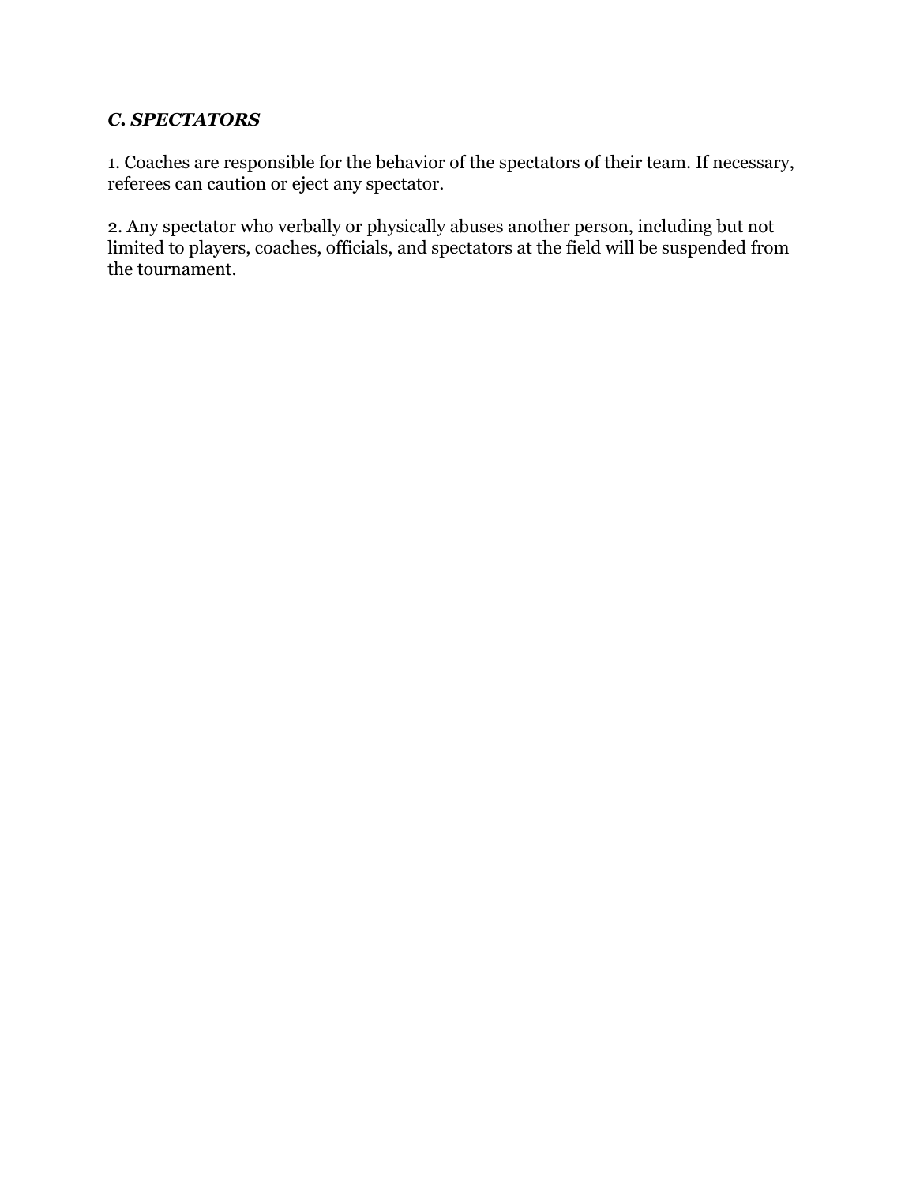***C. SPECTATORS***

1. Coaches are responsible for the behavior of the spectators of their team. If necessary, referees can caution or eject any spectator.

2. Any spectator who verbally or physically abuses another person, including but not limited to players, coaches, officials, and spectators at the field will be suspended from the tournament.